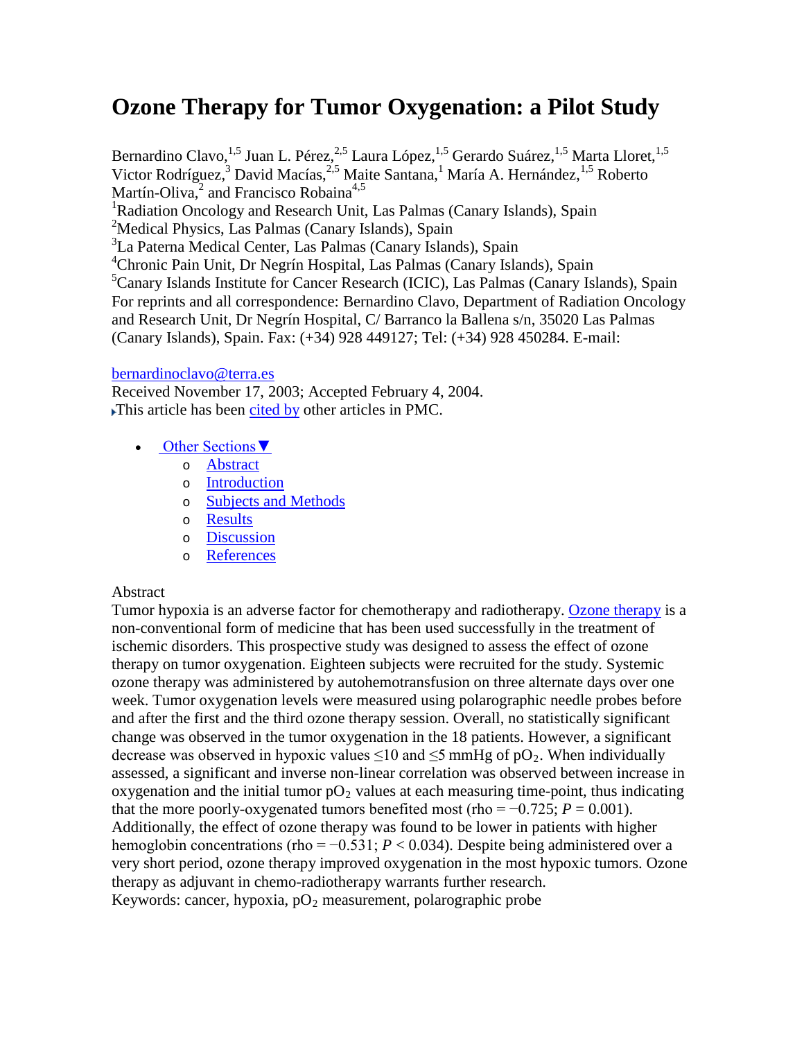# Ozone Therapy for Tumor Oxygenation: a Pilot Study

Bernardino Clavo,[1,5] Juan L. Pérez,[2,5] Laura López,[1,5] Gerardo Suárez,[1,5] Marta Lloret,[1,5] Victor Rodríguez,[3] David Macías,[2,5] Maite Santana,[1] María A. Hernández,[1,5] Roberto Martín-Oliva,[2] and Francisco Robaina[4,5]

[1]Radiation Oncology and Research Unit, Las Palmas (Canary Islands), Spain
[2]Medical Physics, Las Palmas (Canary Islands), Spain
[3]La Paterna Medical Center, Las Palmas (Canary Islands), Spain
[4]Chronic Pain Unit, Dr Negrín Hospital, Las Palmas (Canary Islands), Spain
[5]Canary Islands Institute for Cancer Research (ICIC), Las Palmas (Canary Islands), Spain

For reprints and all correspondence: Bernardino Clavo, Department of Radiation Oncology and Research Unit, Dr Negrín Hospital, C/ Barranco la Ballena s/n, 35020 Las Palmas (Canary Islands), Spain. Fax: (+34) 928 449127; Tel: (+34) 928 450284. E-mail:

bernardinoclavo@terra.es

Received November 17, 2003; Accepted February 4, 2004.

This article has been cited by other articles in PMC.

- Other Sections ▼
  - Abstract
  - Introduction
  - Subjects and Methods
  - Results
  - Discussion
  - References

Abstract

Tumor hypoxia is an adverse factor for chemotherapy and radiotherapy. Ozone therapy is a non-conventional form of medicine that has been used successfully in the treatment of ischemic disorders. This prospective study was designed to assess the effect of ozone therapy on tumor oxygenation. Eighteen subjects were recruited for the study. Systemic ozone therapy was administered by autohemotransfusion on three alternate days over one week. Tumor oxygenation levels were measured using polarographic needle probes before and after the first and the third ozone therapy session. Overall, no statistically significant change was observed in the tumor oxygenation in the 18 patients. However, a significant decrease was observed in hypoxic values ≤10 and ≤5 mmHg of $pO_2$. When individually assessed, a significant and inverse non-linear correlation was observed between increase in oxygenation and the initial tumor $pO_2$ values at each measuring time-point, thus indicating that the more poorly-oxygenated tumors benefited most (rho = −0.725; $P = 0.001$). Additionally, the effect of ozone therapy was found to be lower in patients with higher hemoglobin concentrations (rho = −0.531; $P < 0.034$). Despite being administered over a very short period, ozone therapy improved oxygenation in the most hypoxic tumors. Ozone therapy as adjuvant in chemo-radiotherapy warrants further research.

Keywords: cancer, hypoxia, $pO_2$ measurement, polarographic probe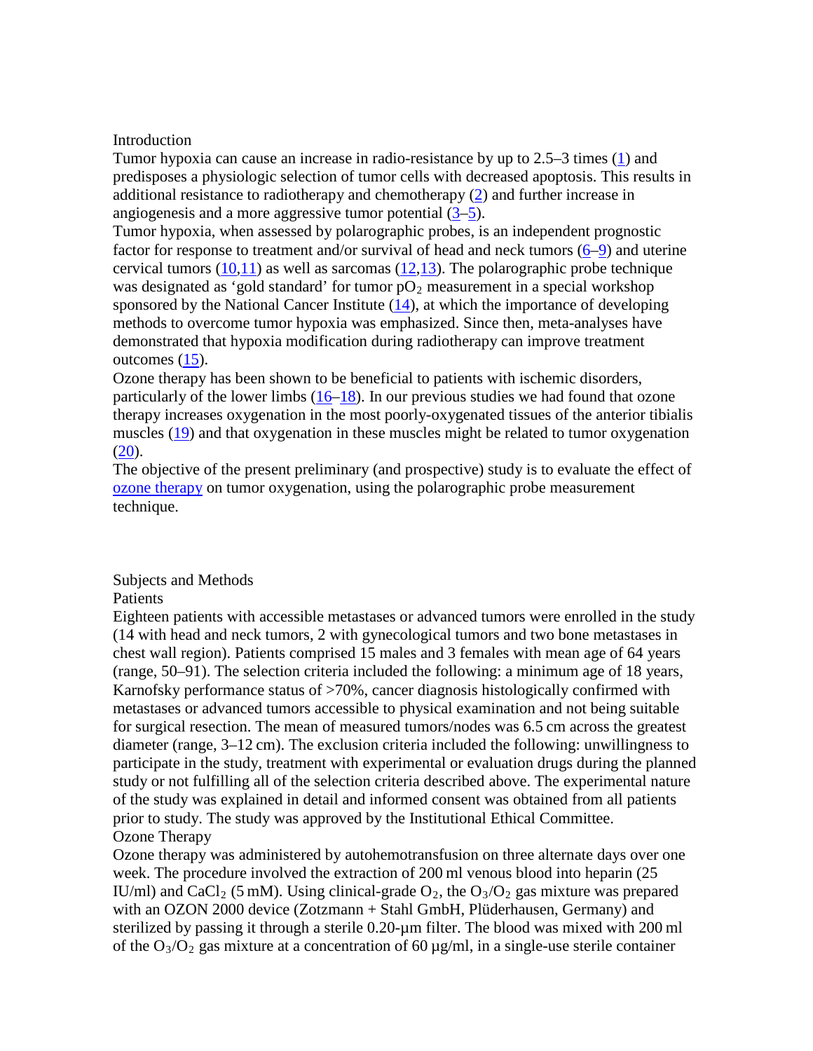## Introduction

Tumor hypoxia can cause an increase in radio-resistance by up to 2.5–3 times (1) and predisposes a physiologic selection of tumor cells with decreased apoptosis. This results in additional resistance to radiotherapy and chemotherapy (2) and further increase in angiogenesis and a more aggressive tumor potential (3–5).

Tumor hypoxia, when assessed by polarographic probes, is an independent prognostic factor for response to treatment and/or survival of head and neck tumors (6–9) and uterine cervical tumors (10,11) as well as sarcomas (12,13). The polarographic probe technique was designated as 'gold standard' for tumor $pO_2$ measurement in a special workshop sponsored by the National Cancer Institute (14), at which the importance of developing methods to overcome tumor hypoxia was emphasized. Since then, meta-analyses have demonstrated that hypoxia modification during radiotherapy can improve treatment outcomes (15).

Ozone therapy has been shown to be beneficial to patients with ischemic disorders, particularly of the lower limbs (16–18). In our previous studies we had found that ozone therapy increases oxygenation in the most poorly-oxygenated tissues of the anterior tibialis muscles (19) and that oxygenation in these muscles might be related to tumor oxygenation (20).

The objective of the present preliminary (and prospective) study is to evaluate the effect of ozone therapy on tumor oxygenation, using the polarographic probe measurement technique.

## Subjects and Methods

### Patients

Eighteen patients with accessible metastases or advanced tumors were enrolled in the study (14 with head and neck tumors, 2 with gynecological tumors and two bone metastases in chest wall region). Patients comprised 15 males and 3 females with mean age of 64 years (range, 50–91). The selection criteria included the following: a minimum age of 18 years, Karnofsky performance status of >70%, cancer diagnosis histologically confirmed with metastases or advanced tumors accessible to physical examination and not being suitable for surgical resection. The mean of measured tumors/nodes was 6.5 cm across the greatest diameter (range, 3–12 cm). The exclusion criteria included the following: unwillingness to participate in the study, treatment with experimental or evaluation drugs during the planned study or not fulfilling all of the selection criteria described above. The experimental nature of the study was explained in detail and informed consent was obtained from all patients prior to study. The study was approved by the Institutional Ethical Committee.

### Ozone Therapy

Ozone therapy was administered by autohemotransfusion on three alternate days over one week. The procedure involved the extraction of 200 ml venous blood into heparin (25 IU/ml) and $CaCl_2$ (5 mM). Using clinical-grade $O_2$, the $O_3/O_2$ gas mixture was prepared with an OZON 2000 device (Zotzmann + Stahl GmbH, Plüderhausen, Germany) and sterilized by passing it through a sterile 0.20-µm filter. The blood was mixed with 200 ml of the $O_3/O_2$ gas mixture at a concentration of 60 µg/ml, in a single-use sterile container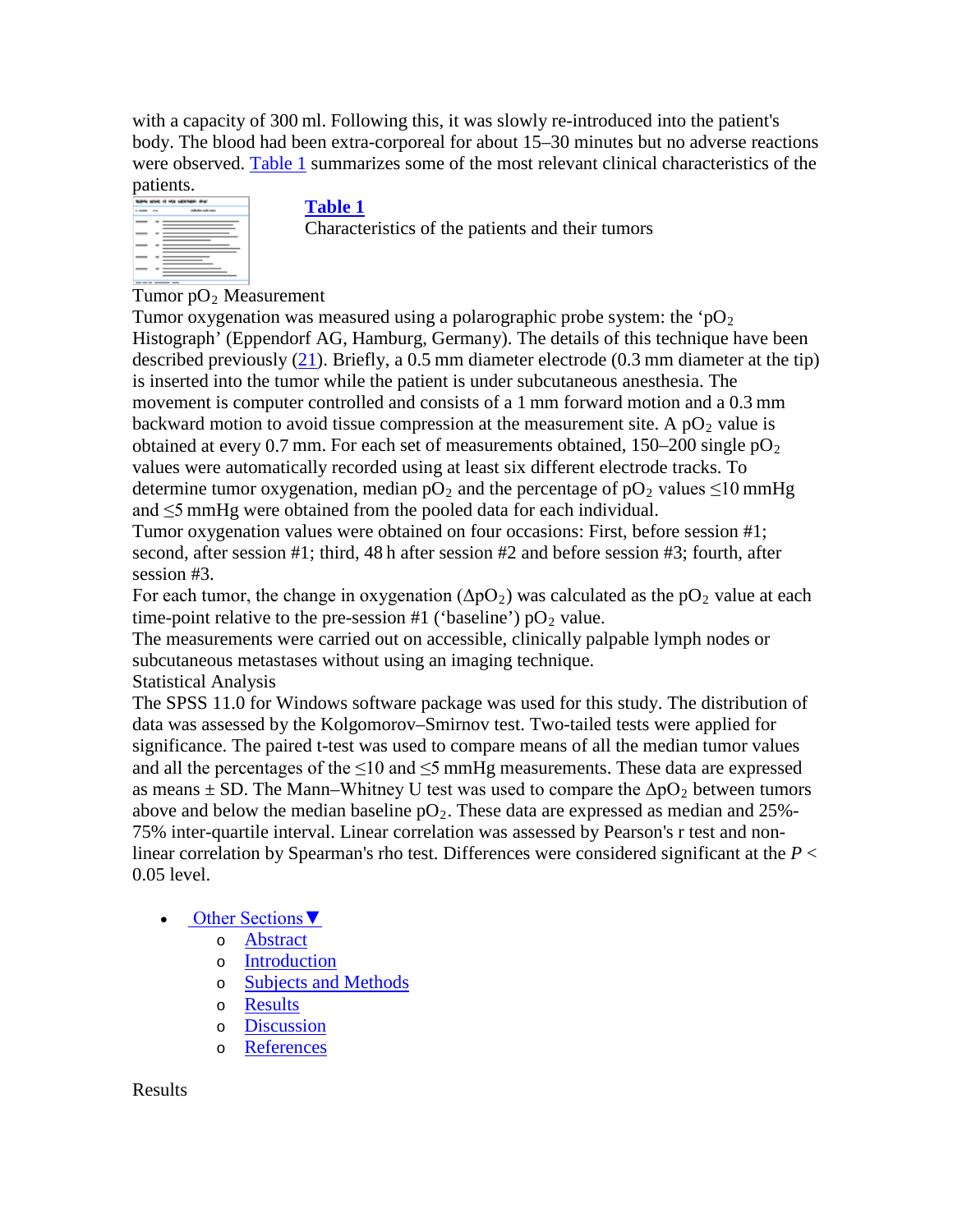with a capacity of 300 ml. Following this, it was slowly re-introduced into the patient's body. The blood had been extra-corporeal for about 15–30 minutes but no adverse reactions were observed. Table 1 summarizes some of the most relevant clinical characteristics of the patients.

**Table 1**
Characteristics of the patients and their tumors

### Tumor $pO_2$ Measurement

Tumor oxygenation was measured using a polarographic probe system: the '$pO_2$ Histograph' (Eppendorf AG, Hamburg, Germany). The details of this technique have been described previously (21). Briefly, a 0.5 mm diameter electrode (0.3 mm diameter at the tip) is inserted into the tumor while the patient is under subcutaneous anesthesia. The movement is computer controlled and consists of a 1 mm forward motion and a 0.3 mm backward motion to avoid tissue compression at the measurement site. A $pO_2$ value is obtained at every 0.7 mm. For each set of measurements obtained, 150–200 single $pO_2$ values were automatically recorded using at least six different electrode tracks. To determine tumor oxygenation, median $pO_2$ and the percentage of $pO_2$ values $\leq$10 mmHg and $\leq$5 mmHg were obtained from the pooled data for each individual.

Tumor oxygenation values were obtained on four occasions: First, before session #1; second, after session #1; third, 48 h after session #2 and before session #3; fourth, after session #3.

For each tumor, the change in oxygenation ($\Delta pO_2$) was calculated as the $pO_2$ value at each time-point relative to the pre-session #1 ('baseline') $pO_2$ value.

The measurements were carried out on accessible, clinically palpable lymph nodes or subcutaneous metastases without using an imaging technique.

### Statistical Analysis

The SPSS 11.0 for Windows software package was used for this study. The distribution of data was assessed by the Kolgomorov–Smirnov test. Two-tailed tests were applied for significance. The paired t-test was used to compare means of all the median tumor values and all the percentages of the $\leq$10 and $\leq$5 mmHg measurements. These data are expressed as means ± SD. The Mann–Whitney U test was used to compare the $\Delta pO_2$ between tumors above and below the median baseline $pO_2$. These data are expressed as median and 25%-75% inter-quartile interval. Linear correlation was assessed by Pearson's r test and non-linear correlation by Spearman's rho test. Differences were considered significant at the $P < 0.05$ level.

- Other Sections▼
  - Abstract
  - Introduction
  - Subjects and Methods
  - Results
  - Discussion
  - References

## Results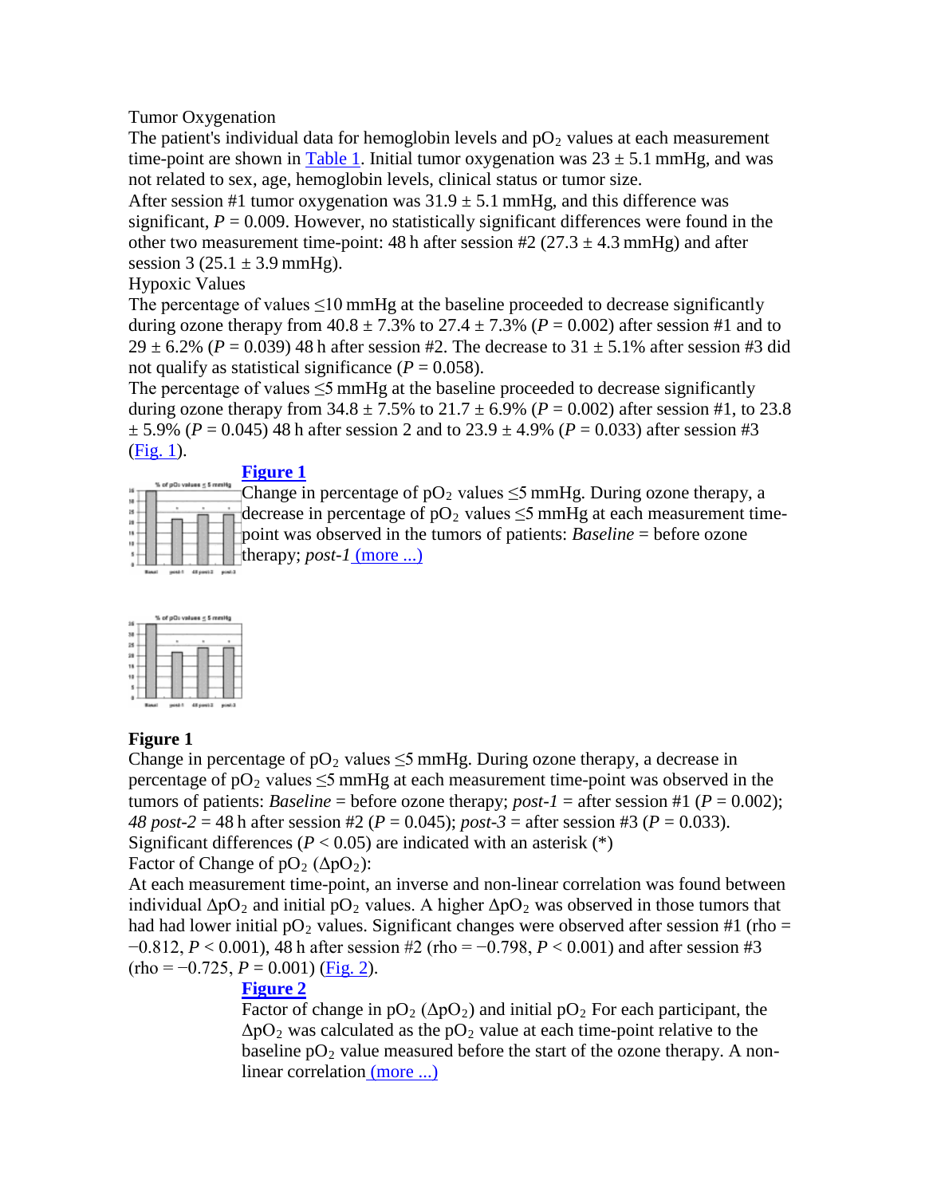### Tumor Oxygenation

The patient's individual data for hemoglobin levels and $pO_2$ values at each measurement time-point are shown in Table 1. Initial tumor oxygenation was 23 ± 5.1 mmHg, and was not related to sex, age, hemoglobin levels, clinical status or tumor size.

After session #1 tumor oxygenation was 31.9 ± 5.1 mmHg, and this difference was significant, $P = 0.009$. However, no statistically significant differences were found in the other two measurement time-point: 48 h after session #2 (27.3 ± 4.3 mmHg) and after session 3 (25.1 ± 3.9 mmHg).

### Hypoxic Values

The percentage of values ≤10 mmHg at the baseline proceeded to decrease significantly during ozone therapy from 40.8 ± 7.3% to 27.4 ± 7.3% ($P = 0.002$) after session #1 and to 29 ± 6.2% ($P = 0.039$) 48 h after session #2. The decrease to 31 ± 5.1% after session #3 did not qualify as statistical significance ($P = 0.058$).

The percentage of values ≤5 mmHg at the baseline proceeded to decrease significantly during ozone therapy from 34.8 ± 7.5% to 21.7 ± 6.9% ($P = 0.002$) after session #1, to 23.8 ± 5.9% ($P = 0.045$) 48 h after session 2 and to 23.9 ± 4.9% ($P = 0.033$) after session #3 (Fig. 1).

**Figure 1**

Change in percentage of $pO_2$ values ≤5 mmHg. During ozone therapy, a decrease in percentage of $pO_2$ values ≤5 mmHg at each measurement time-point was observed in the tumors of patients: *Baseline* = before ozone therapy; *post-1* (more ...)

**Figure 1**

Change in percentage of $pO_2$ values ≤5 mmHg. During ozone therapy, a decrease in percentage of $pO_2$ values ≤5 mmHg at each measurement time-point was observed in the tumors of patients: *Baseline* = before ozone therapy; *post-1* = after session #1 ($P = 0.002$); *48 post-2* = 48 h after session #2 ($P = 0.045$); *post-3* = after session #3 ($P = 0.033$). Significant differences ($P < 0.05$) are indicated with an asterisk (*)

### Factor of Change of $pO_2$ ($\Delta pO_2$):

At each measurement time-point, an inverse and non-linear correlation was found between individual $\Delta pO_2$ and initial $pO_2$ values. A higher $\Delta pO_2$ was observed in those tumors that had had lower initial $pO_2$ values. Significant changes were observed after session #1 (rho = −0.812, $P < 0.001$), 48 h after session #2 (rho = −0.798, $P < 0.001$) and after session #3 (rho = −0.725, $P = 0.001$) (Fig. 2).

**Figure 2**

Factor of change in $pO_2$ ($\Delta pO_2$) and initial $pO_2$ For each participant, the $\Delta pO_2$ was calculated as the $pO_2$ value at each time-point relative to the baseline $pO_2$ value measured before the start of the ozone therapy. A non-linear correlation (more ...)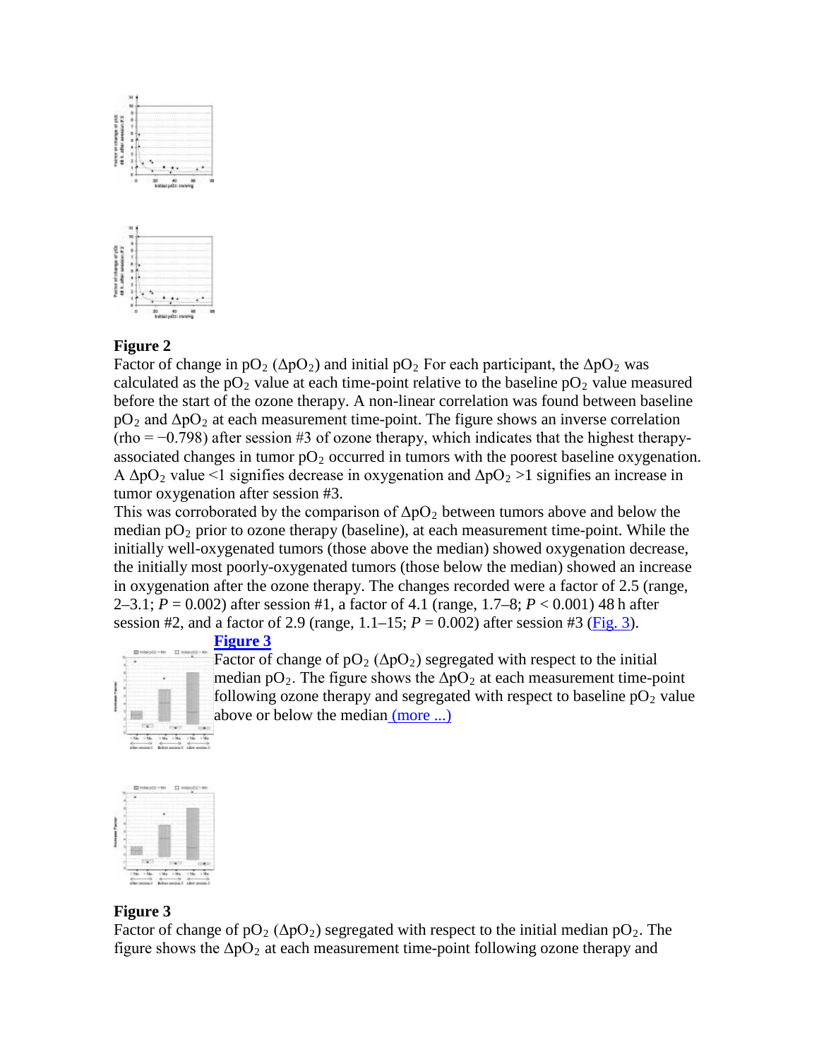**Figure 2**

Factor of change in $pO_2$ ($\Delta pO_2$) and initial $pO_2$ For each participant, the $\Delta pO_2$ was calculated as the $pO_2$ value at each time-point relative to the baseline $pO_2$ value measured before the start of the ozone therapy. A non-linear correlation was found between baseline $pO_2$ and $\Delta pO_2$ at each measurement time-point. The figure shows an inverse correlation ($\rho = -0.798$) after session #3 of ozone therapy, which indicates that the highest therapy-associated changes in tumor $pO_2$ occurred in tumors with the poorest baseline oxygenation. A $\Delta pO_2$ value <1 signifies decrease in oxygenation and $\Delta pO_2$ >1 signifies an increase in tumor oxygenation after session #3.

This was corroborated by the comparison of $\Delta pO_2$ between tumors above and below the median $pO_2$ prior to ozone therapy (baseline), at each measurement time-point. While the initially well-oxygenated tumors (those above the median) showed oxygenation decrease, the initially most poorly-oxygenated tumors (those below the median) showed an increase in oxygenation after the ozone therapy. The changes recorded were a factor of 2.5 (range, 2–3.1; $P = 0.002$) after session #1, a factor of 4.1 (range, 1.7–8; $P < 0.001$) 48 h after session #2, and a factor of 2.9 (range, 1.1–15; $P = 0.002$) after session #3 (Fig. 3).

**Figure 3**

Factor of change of $pO_2$ ($\Delta pO_2$) segregated with respect to the initial median $pO_2$. The figure shows the $\Delta pO_2$ at each measurement time-point following ozone therapy and segregated with respect to baseline $pO_2$ value above or below the median (more ...)

**Figure 3**

Factor of change of $pO_2$ ($\Delta pO_2$) segregated with respect to the initial median $pO_2$. The figure shows the $\Delta pO_2$ at each measurement time-point following ozone therapy and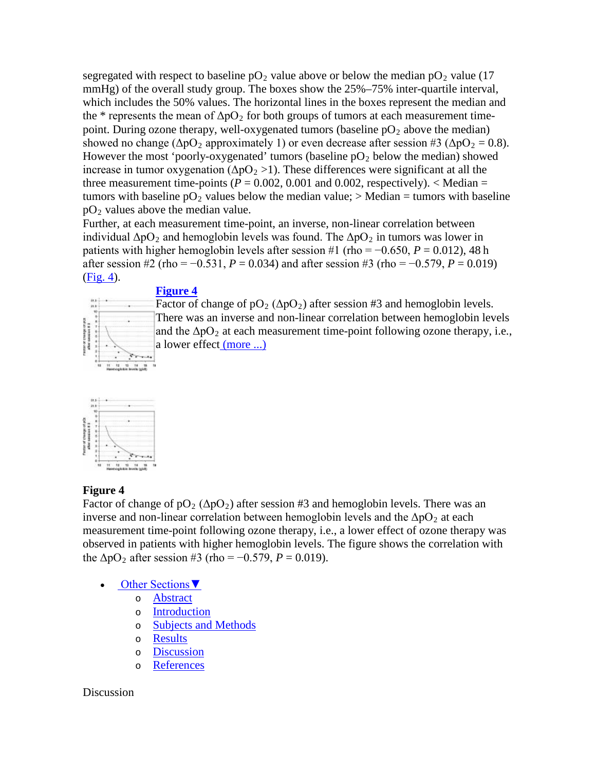segregated with respect to baseline $pO_2$ value above or below the median $pO_2$ value (17 mmHg) of the overall study group. The boxes show the 25%–75% inter-quartile interval, which includes the 50% values. The horizontal lines in the boxes represent the median and the * represents the mean of $\Delta pO_2$ for both groups of tumors at each measurement time-point. During ozone therapy, well-oxygenated tumors (baseline $pO_2$ above the median) showed no change ($\Delta pO_2$ approximately 1) or even decrease after session #3 ($\Delta pO_2 = 0.8$). However the most 'poorly-oxygenated' tumors (baseline $pO_2$ below the median) showed increase in tumor oxygenation ($\Delta pO_2 > 1$). These differences were significant at all the three measurement time-points ($P = 0.002$, 0.001 and 0.002, respectively). < Median = tumors with baseline $pO_2$ values below the median value; > Median = tumors with baseline $pO_2$ values above the median value.

Further, at each measurement time-point, an inverse, non-linear correlation between individual $\Delta pO_2$ and hemoglobin levels was found. The $\Delta pO_2$ in tumors was lower in patients with higher hemoglobin levels after session #1 (rho = −0.650, $P = 0.012$), 48 h after session #2 (rho = −0.531, $P = 0.034$) and after session #3 (rho = −0.579, $P = 0.019$) (Fig. 4).

**Figure 4**
Factor of change of $pO_2$ ($\Delta pO_2$) after session #3 and hemoglobin levels. There was an inverse and non-linear correlation between hemoglobin levels and the $\Delta pO_2$ at each measurement time-point following ozone therapy, i.e., a lower effect (more ...)

**Figure 4**
Factor of change of $pO_2$ ($\Delta pO_2$) after session #3 and hemoglobin levels. There was an inverse and non-linear correlation between hemoglobin levels and the $\Delta pO_2$ at each measurement time-point following ozone therapy, i.e., a lower effect of ozone therapy was observed in patients with higher hemoglobin levels. The figure shows the correlation with the $\Delta pO_2$ after session #3 (rho = −0.579, $P = 0.019$).

- Other Sections▼
  - Abstract
  - Introduction
  - Subjects and Methods
  - Results
  - Discussion
  - References

## Discussion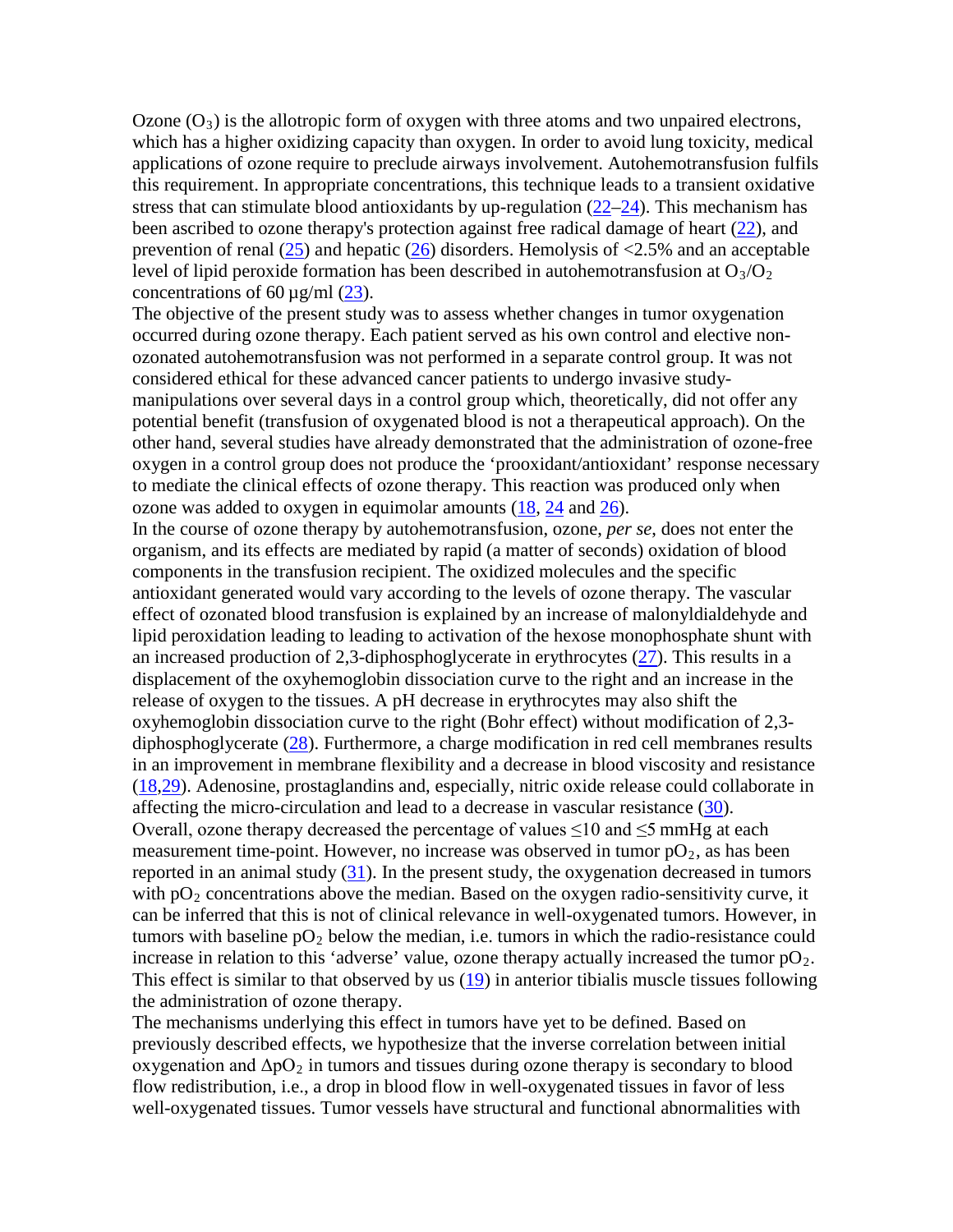Ozone ($O_3$) is the allotropic form of oxygen with three atoms and two unpaired electrons, which has a higher oxidizing capacity than oxygen. In order to avoid lung toxicity, medical applications of ozone require to preclude airways involvement. Autohemotransfusion fulfils this requirement. In appropriate concentrations, this technique leads to a transient oxidative stress that can stimulate blood antioxidants by up-regulation (22–24). This mechanism has been ascribed to ozone therapy's protection against free radical damage of heart (22), and prevention of renal (25) and hepatic (26) disorders. Hemolysis of <2.5% and an acceptable level of lipid peroxide formation has been described in autohemotransfusion at $O_3/O_2$ concentrations of 60 µg/ml (23).

The objective of the present study was to assess whether changes in tumor oxygenation occurred during ozone therapy. Each patient served as his own control and elective non-ozonated autohemotransfusion was not performed in a separate control group. It was not considered ethical for these advanced cancer patients to undergo invasive study-manipulations over several days in a control group which, theoretically, did not offer any potential benefit (transfusion of oxygenated blood is not a therapeutical approach). On the other hand, several studies have already demonstrated that the administration of ozone-free oxygen in a control group does not produce the 'prooxidant/antioxidant' response necessary to mediate the clinical effects of ozone therapy. This reaction was produced only when ozone was added to oxygen in equimolar amounts (18, 24 and 26).

In the course of ozone therapy by autohemotransfusion, ozone, *per se*, does not enter the organism, and its effects are mediated by rapid (a matter of seconds) oxidation of blood components in the transfusion recipient. The oxidized molecules and the specific antioxidant generated would vary according to the levels of ozone therapy. The vascular effect of ozonated blood transfusion is explained by an increase of malonyldialdehyde and lipid peroxidation leading to leading to activation of the hexose monophosphate shunt with an increased production of 2,3-diphosphoglycerate in erythrocytes (27). This results in a displacement of the oxyhemoglobin dissociation curve to the right and an increase in the release of oxygen to the tissues. A pH decrease in erythrocytes may also shift the oxyhemoglobin dissociation curve to the right (Bohr effect) without modification of 2,3-diphosphoglycerate (28). Furthermore, a charge modification in red cell membranes results in an improvement in membrane flexibility and a decrease in blood viscosity and resistance (18,29). Adenosine, prostaglandins and, especially, nitric oxide release could collaborate in affecting the micro-circulation and lead to a decrease in vascular resistance (30).

Overall, ozone therapy decreased the percentage of values $\leq$10 and $\leq$5 mmHg at each measurement time-point. However, no increase was observed in tumor $pO_2$, as has been reported in an animal study (31). In the present study, the oxygenation decreased in tumors with $pO_2$ concentrations above the median. Based on the oxygen radio-sensitivity curve, it can be inferred that this is not of clinical relevance in well-oxygenated tumors. However, in tumors with baseline $pO_2$ below the median, i.e. tumors in which the radio-resistance could increase in relation to this 'adverse' value, ozone therapy actually increased the tumor $pO_2$. This effect is similar to that observed by us (19) in anterior tibialis muscle tissues following the administration of ozone therapy.

The mechanisms underlying this effect in tumors have yet to be defined. Based on previously described effects, we hypothesize that the inverse correlation between initial oxygenation and $\Delta pO_2$ in tumors and tissues during ozone therapy is secondary to blood flow redistribution, i.e., a drop in blood flow in well-oxygenated tissues in favor of less well-oxygenated tissues. Tumor vessels have structural and functional abnormalities with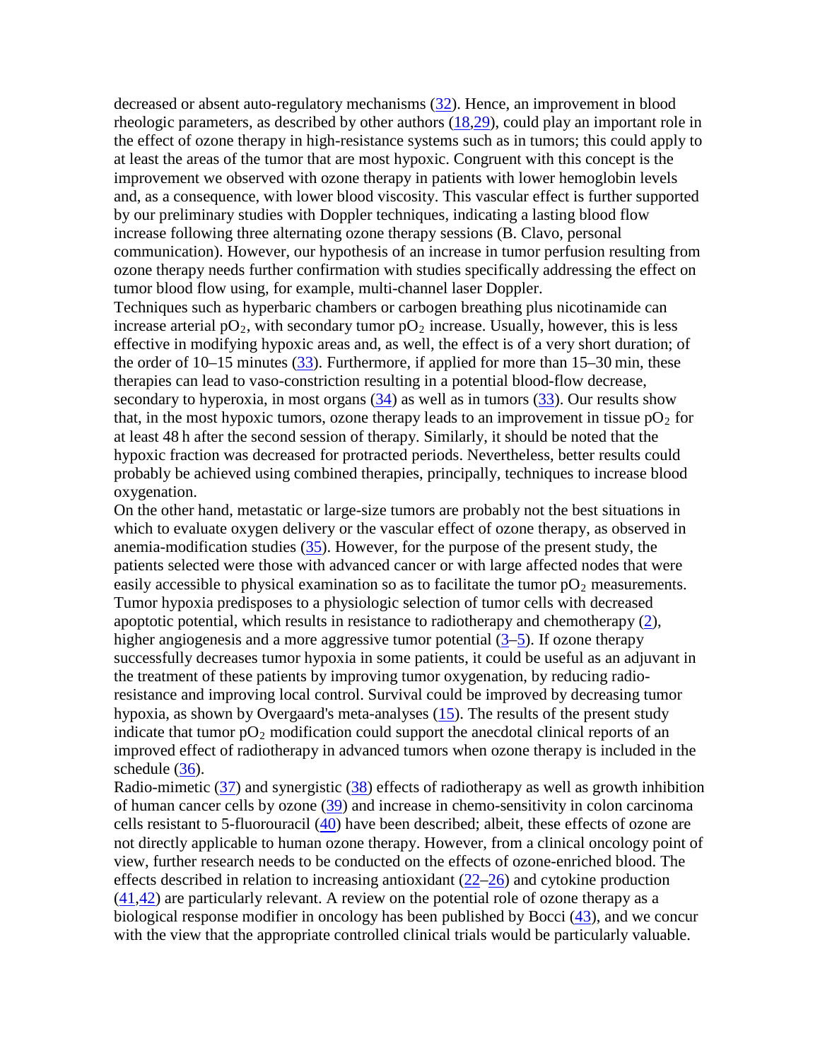decreased or absent auto-regulatory mechanisms (32). Hence, an improvement in blood rheologic parameters, as described by other authors (18,29), could play an important role in the effect of ozone therapy in high-resistance systems such as in tumors; this could apply to at least the areas of the tumor that are most hypoxic. Congruent with this concept is the improvement we observed with ozone therapy in patients with lower hemoglobin levels and, as a consequence, with lower blood viscosity. This vascular effect is further supported by our preliminary studies with Doppler techniques, indicating a lasting blood flow increase following three alternating ozone therapy sessions (B. Clavo, personal communication). However, our hypothesis of an increase in tumor perfusion resulting from ozone therapy needs further confirmation with studies specifically addressing the effect on tumor blood flow using, for example, multi-channel laser Doppler.

Techniques such as hyperbaric chambers or carbogen breathing plus nicotinamide can increase arterial $pO_2$, with secondary tumor $pO_2$ increase. Usually, however, this is less effective in modifying hypoxic areas and, as well, the effect is of a very short duration; of the order of 10–15 minutes (33). Furthermore, if applied for more than 15–30 min, these therapies can lead to vaso-constriction resulting in a potential blood-flow decrease, secondary to hyperoxia, in most organs (34) as well as in tumors (33). Our results show that, in the most hypoxic tumors, ozone therapy leads to an improvement in tissue $pO_2$ for at least 48 h after the second session of therapy. Similarly, it should be noted that the hypoxic fraction was decreased for protracted periods. Nevertheless, better results could probably be achieved using combined therapies, principally, techniques to increase blood oxygenation.

On the other hand, metastatic or large-size tumors are probably not the best situations in which to evaluate oxygen delivery or the vascular effect of ozone therapy, as observed in anemia-modification studies (35). However, for the purpose of the present study, the patients selected were those with advanced cancer or with large affected nodes that were easily accessible to physical examination so as to facilitate the tumor $pO_2$ measurements. Tumor hypoxia predisposes to a physiologic selection of tumor cells with decreased apoptotic potential, which results in resistance to radiotherapy and chemotherapy (2), higher angiogenesis and a more aggressive tumor potential (3–5). If ozone therapy successfully decreases tumor hypoxia in some patients, it could be useful as an adjuvant in the treatment of these patients by improving tumor oxygenation, by reducing radio-resistance and improving local control. Survival could be improved by decreasing tumor hypoxia, as shown by Overgaard's meta-analyses (15). The results of the present study indicate that tumor $pO_2$ modification could support the anecdotal clinical reports of an improved effect of radiotherapy in advanced tumors when ozone therapy is included in the schedule (36).

Radio-mimetic (37) and synergistic (38) effects of radiotherapy as well as growth inhibition of human cancer cells by ozone (39) and increase in chemo-sensitivity in colon carcinoma cells resistant to 5-fluorouracil (40) have been described; albeit, these effects of ozone are not directly applicable to human ozone therapy. However, from a clinical oncology point of view, further research needs to be conducted on the effects of ozone-enriched blood. The effects described in relation to increasing antioxidant (22–26) and cytokine production (41,42) are particularly relevant. A review on the potential role of ozone therapy as a biological response modifier in oncology has been published by Bocci (43), and we concur with the view that the appropriate controlled clinical trials would be particularly valuable.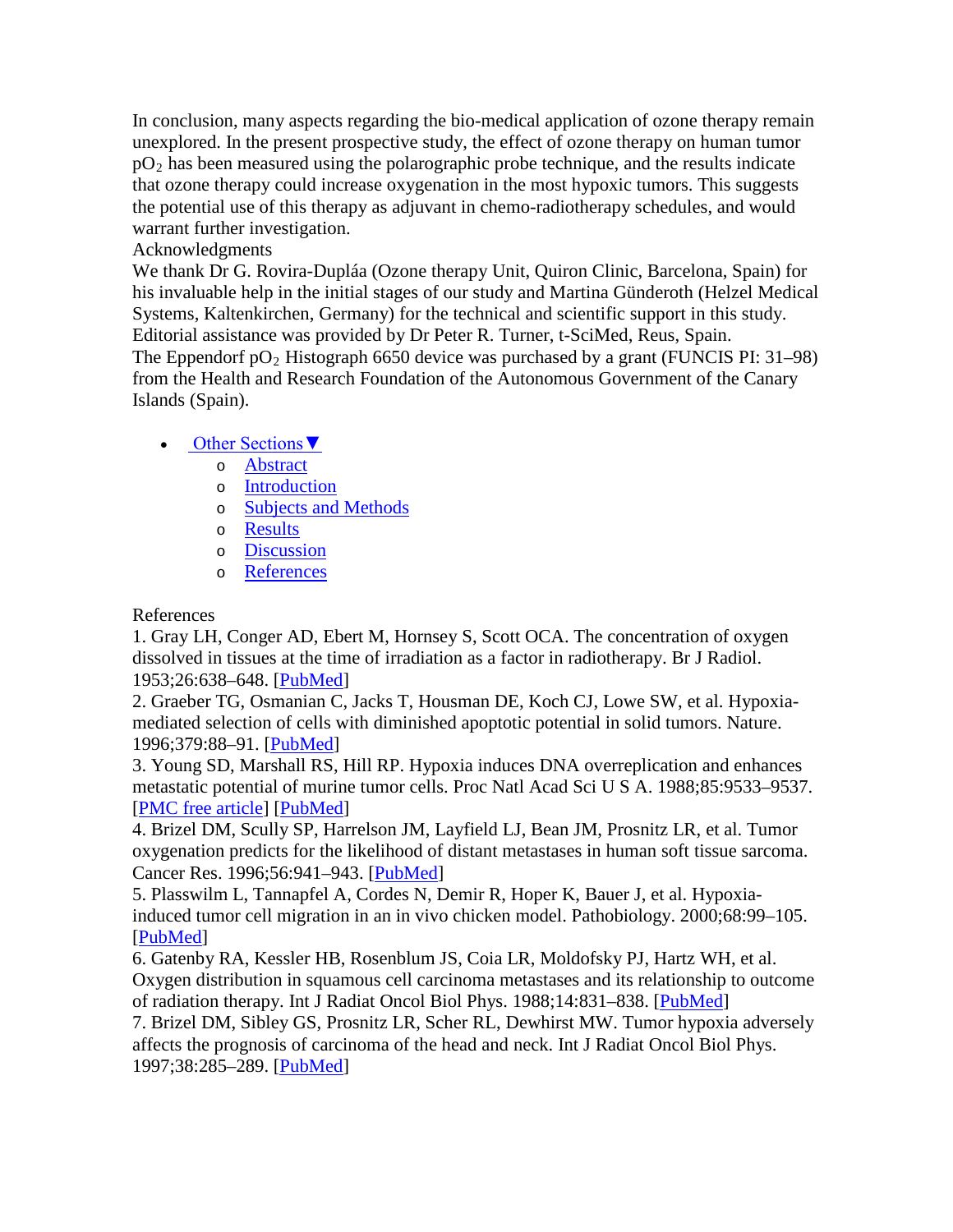In conclusion, many aspects regarding the bio-medical application of ozone therapy remain unexplored. In the present prospective study, the effect of ozone therapy on human tumor $pO_2$ has been measured using the polarographic probe technique, and the results indicate that ozone therapy could increase oxygenation in the most hypoxic tumors. This suggests the potential use of this therapy as adjuvant in chemo-radiotherapy schedules, and would warrant further investigation.

## Acknowledgments

We thank Dr G. Rovira-Dupláa (Ozone therapy Unit, Quiron Clinic, Barcelona, Spain) for his invaluable help in the initial stages of our study and Martina Günderoth (Helzel Medical Systems, Kaltenkirchen, Germany) for the technical and scientific support in this study. Editorial assistance was provided by Dr Peter R. Turner, t-SciMed, Reus, Spain.

The Eppendorf $pO_2$ Histograph 6650 device was purchased by a grant (FUNCIS PI: 31–98) from the Health and Research Foundation of the Autonomous Government of the Canary Islands (Spain).

- Other Sections▼
  - Abstract
  - Introduction
  - Subjects and Methods
  - Results
  - Discussion
  - References

## References

1. Gray LH, Conger AD, Ebert M, Hornsey S, Scott OCA. The concentration of oxygen dissolved in tissues at the time of irradiation as a factor in radiotherapy. Br J Radiol. 1953;26:638–648. [PubMed]
2. Graeber TG, Osmanian C, Jacks T, Housman DE, Koch CJ, Lowe SW, et al. Hypoxia-mediated selection of cells with diminished apoptotic potential in solid tumors. Nature. 1996;379:88–91. [PubMed]
3. Young SD, Marshall RS, Hill RP. Hypoxia induces DNA overreplication and enhances metastatic potential of murine tumor cells. Proc Natl Acad Sci U S A. 1988;85:9533–9537. [PMC free article] [PubMed]
4. Brizel DM, Scully SP, Harrelson JM, Layfield LJ, Bean JM, Prosnitz LR, et al. Tumor oxygenation predicts for the likelihood of distant metastases in human soft tissue sarcoma. Cancer Res. 1996;56:941–943. [PubMed]
5. Plasswilm L, Tannapfel A, Cordes N, Demir R, Hoper K, Bauer J, et al. Hypoxia-induced tumor cell migration in an in vivo chicken model. Pathobiology. 2000;68:99–105. [PubMed]
6. Gatenby RA, Kessler HB, Rosenblum JS, Coia LR, Moldofsky PJ, Hartz WH, et al. Oxygen distribution in squamous cell carcinoma metastases and its relationship to outcome of radiation therapy. Int J Radiat Oncol Biol Phys. 1988;14:831–838. [PubMed]
7. Brizel DM, Sibley GS, Prosnitz LR, Scher RL, Dewhirst MW. Tumor hypoxia adversely affects the prognosis of carcinoma of the head and neck. Int J Radiat Oncol Biol Phys. 1997;38:285–289. [PubMed]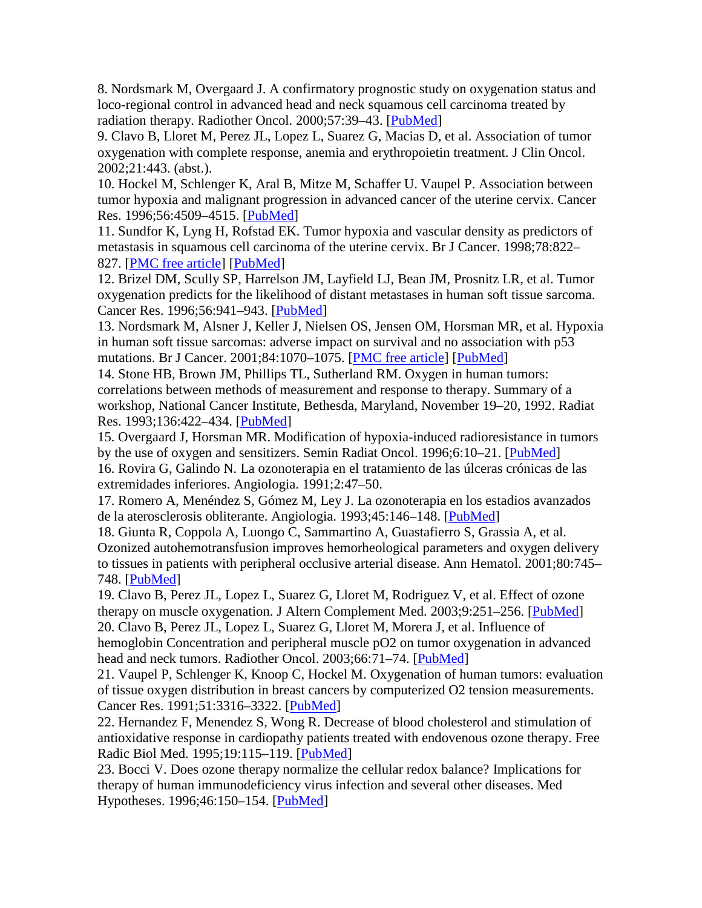8. Nordsmark M, Overgaard J. A confirmatory prognostic study on oxygenation status and loco-regional control in advanced head and neck squamous cell carcinoma treated by radiation therapy. Radiother Oncol. 2000;57:39–43. [PubMed]

9. Clavo B, Lloret M, Perez JL, Lopez L, Suarez G, Macias D, et al. Association of tumor oxygenation with complete response, anemia and erythropoietin treatment. J Clin Oncol. 2002;21:443. (abst.).

10. Hockel M, Schlenger K, Aral B, Mitze M, Schaffer U. Vaupel P. Association between tumor hypoxia and malignant progression in advanced cancer of the uterine cervix. Cancer Res. 1996;56:4509–4515. [PubMed]

11. Sundfor K, Lyng H, Rofstad EK. Tumor hypoxia and vascular density as predictors of metastasis in squamous cell carcinoma of the uterine cervix. Br J Cancer. 1998;78:822–827. [PMC free article] [PubMed]

12. Brizel DM, Scully SP, Harrelson JM, Layfield LJ, Bean JM, Prosnitz LR, et al. Tumor oxygenation predicts for the likelihood of distant metastases in human soft tissue sarcoma. Cancer Res. 1996;56:941–943. [PubMed]

13. Nordsmark M, Alsner J, Keller J, Nielsen OS, Jensen OM, Horsman MR, et al. Hypoxia in human soft tissue sarcomas: adverse impact on survival and no association with p53 mutations. Br J Cancer. 2001;84:1070–1075. [PMC free article] [PubMed]

14. Stone HB, Brown JM, Phillips TL, Sutherland RM. Oxygen in human tumors: correlations between methods of measurement and response to therapy. Summary of a workshop, National Cancer Institute, Bethesda, Maryland, November 19–20, 1992. Radiat Res. 1993;136:422–434. [PubMed]

15. Overgaard J, Horsman MR. Modification of hypoxia-induced radioresistance in tumors by the use of oxygen and sensitizers. Semin Radiat Oncol. 1996;6:10–21. [PubMed]

16. Rovira G, Galindo N. La ozonoterapia en el tratamiento de las úlceras crónicas de las extremidades inferiores. Angiologia. 1991;2:47–50.

17. Romero A, Menéndez S, Gómez M, Ley J. La ozonoterapia en los estadios avanzados de la aterosclerosis obliterante. Angiologia. 1993;45:146–148. [PubMed]

18. Giunta R, Coppola A, Luongo C, Sammartino A, Guastafierro S, Grassia A, et al. Ozonized autohemotransfusion improves hemorheological parameters and oxygen delivery to tissues in patients with peripheral occlusive arterial disease. Ann Hematol. 2001;80:745–748. [PubMed]

19. Clavo B, Perez JL, Lopez L, Suarez G, Lloret M, Rodriguez V, et al. Effect of ozone therapy on muscle oxygenation. J Altern Complement Med. 2003;9:251–256. [PubMed]

20. Clavo B, Perez JL, Lopez L, Suarez G, Lloret M, Morera J, et al. Influence of hemoglobin Concentration and peripheral muscle pO2 on tumor oxygenation in advanced head and neck tumors. Radiother Oncol. 2003;66:71–74. [PubMed]

21. Vaupel P, Schlenger K, Knoop C, Hockel M. Oxygenation of human tumors: evaluation of tissue oxygen distribution in breast cancers by computerized O2 tension measurements. Cancer Res. 1991;51:3316–3322. [PubMed]

22. Hernandez F, Menendez S, Wong R. Decrease of blood cholesterol and stimulation of antioxidative response in cardiopathy patients treated with endovenous ozone therapy. Free Radic Biol Med. 1995;19:115–119. [PubMed]

23. Bocci V. Does ozone therapy normalize the cellular redox balance? Implications for therapy of human immunodeficiency virus infection and several other diseases. Med Hypotheses. 1996;46:150–154. [PubMed]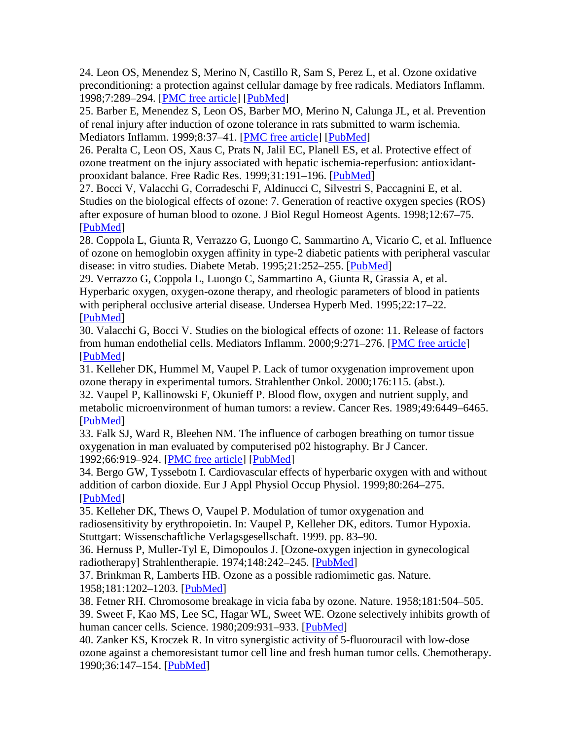24. Leon OS, Menendez S, Merino N, Castillo R, Sam S, Perez L, et al. Ozone oxidative preconditioning: a protection against cellular damage by free radicals. Mediators Inflamm. 1998;7:289–294. [PMC free article] [PubMed]

25. Barber E, Menendez S, Leon OS, Barber MO, Merino N, Calunga JL, et al. Prevention of renal injury after induction of ozone tolerance in rats submitted to warm ischemia. Mediators Inflamm. 1999;8:37–41. [PMC free article] [PubMed]

26. Peralta C, Leon OS, Xaus C, Prats N, Jalil EC, Planell ES, et al. Protective effect of ozone treatment on the injury associated with hepatic ischemia-reperfusion: antioxidant-prooxidant balance. Free Radic Res. 1999;31:191–196. [PubMed]

27. Bocci V, Valacchi G, Corradeschi F, Aldinucci C, Silvestri S, Paccagnini E, et al. Studies on the biological effects of ozone: 7. Generation of reactive oxygen species (ROS) after exposure of human blood to ozone. J Biol Regul Homeost Agents. 1998;12:67–75. [PubMed]

28. Coppola L, Giunta R, Verrazzo G, Luongo C, Sammartino A, Vicario C, et al. Influence of ozone on hemoglobin oxygen affinity in type-2 diabetic patients with peripheral vascular disease: in vitro studies. Diabete Metab. 1995;21:252–255. [PubMed]

29. Verrazzo G, Coppola L, Luongo C, Sammartino A, Giunta R, Grassia A, et al. Hyperbaric oxygen, oxygen-ozone therapy, and rheologic parameters of blood in patients with peripheral occlusive arterial disease. Undersea Hyperb Med. 1995;22:17–22. [PubMed]

30. Valacchi G, Bocci V. Studies on the biological effects of ozone: 11. Release of factors from human endothelial cells. Mediators Inflamm. 2000;9:271–276. [PMC free article] [PubMed]

31. Kelleher DK, Hummel M, Vaupel P. Lack of tumor oxygenation improvement upon ozone therapy in experimental tumors. Strahlenther Onkol. 2000;176:115. (abst.).

32. Vaupel P, Kallinowski F, Okunieff P. Blood flow, oxygen and nutrient supply, and metabolic microenvironment of human tumors: a review. Cancer Res. 1989;49:6449–6465. [PubMed]

33. Falk SJ, Ward R, Bleehen NM. The influence of carbogen breathing on tumor tissue oxygenation in man evaluated by computerised p02 histography. Br J Cancer. 1992;66:919–924. [PMC free article] [PubMed]

34. Bergo GW, Tyssebotn I. Cardiovascular effects of hyperbaric oxygen with and without addition of carbon dioxide. Eur J Appl Physiol Occup Physiol. 1999;80:264–275. [PubMed]

35. Kelleher DK, Thews O, Vaupel P. Modulation of tumor oxygenation and radiosensitivity by erythropoietin. In: Vaupel P, Kelleher DK, editors. Tumor Hypoxia. Stuttgart: Wissenschaftliche Verlagsgesellschaft. 1999. pp. 83–90.

36. Hernuss P, Muller-Tyl E, Dimopoulos J. [Ozone-oxygen injection in gynecological radiotherapy] Strahlentherapie. 1974;148:242–245. [PubMed]

37. Brinkman R, Lamberts HB. Ozone as a possible radiomimetic gas. Nature. 1958;181:1202–1203. [PubMed]

38. Fetner RH. Chromosome breakage in vicia faba by ozone. Nature. 1958;181:504–505.

39. Sweet F, Kao MS, Lee SC, Hagar WL, Sweet WE. Ozone selectively inhibits growth of human cancer cells. Science. 1980;209:931–933. [PubMed]

40. Zanker KS, Kroczek R. In vitro synergistic activity of 5-fluorouracil with low-dose ozone against a chemoresistant tumor cell line and fresh human tumor cells. Chemotherapy. 1990;36:147–154. [PubMed]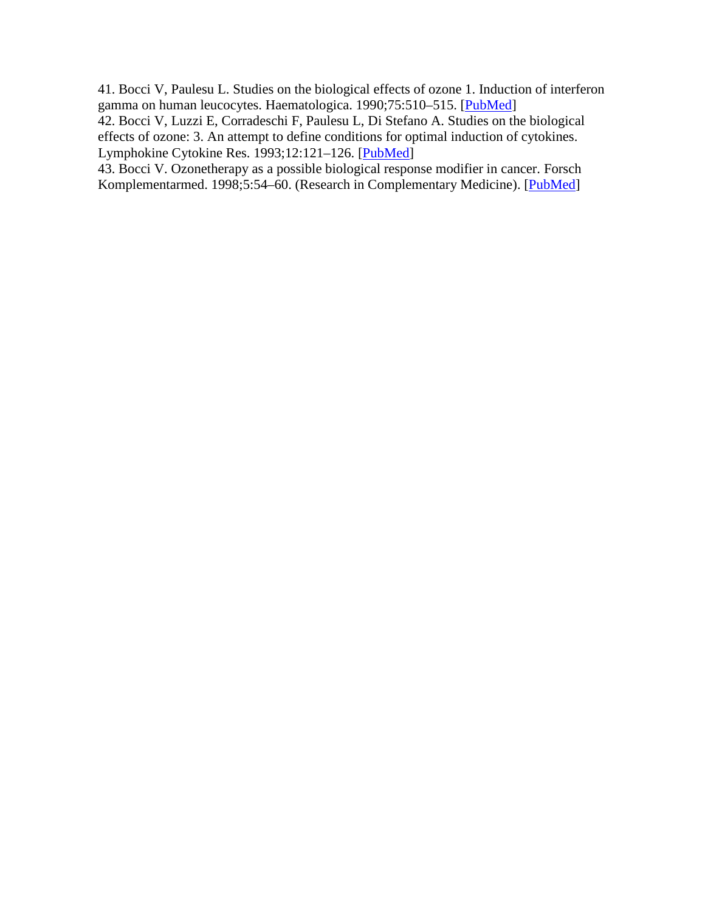41. Bocci V, Paulesu L. Studies on the biological effects of ozone 1. Induction of interferon gamma on human leucocytes. Haematologica. 1990;75:510–515. [PubMed]

42. Bocci V, Luzzi E, Corradeschi F, Paulesu L, Di Stefano A. Studies on the biological effects of ozone: 3. An attempt to define conditions for optimal induction of cytokines. Lymphokine Cytokine Res. 1993;12:121–126. [PubMed]

43. Bocci V. Ozonetherapy as a possible biological response modifier in cancer. Forsch Komplementarmed. 1998;5:54–60. (Research in Complementary Medicine). [PubMed]